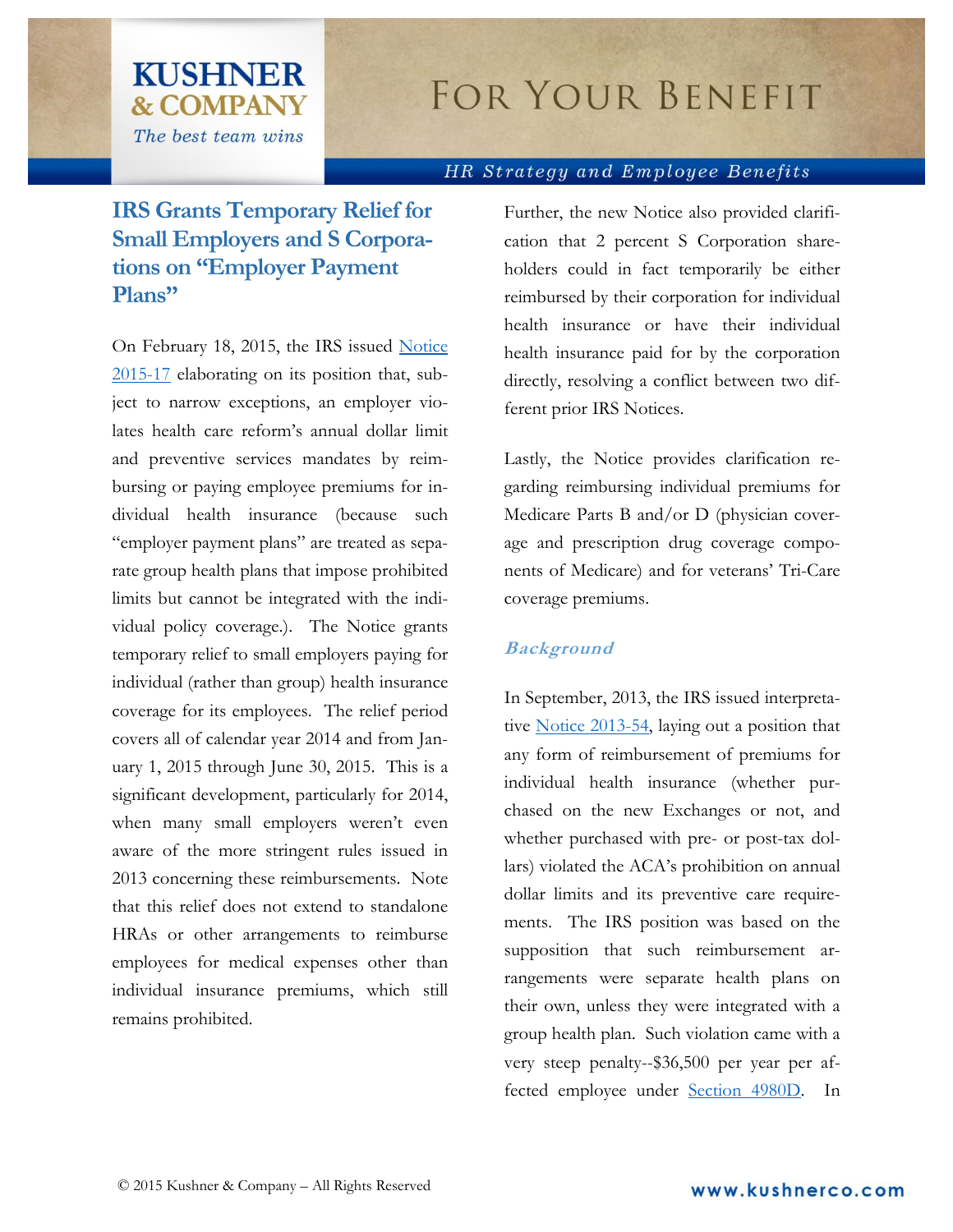# IRS Grants Temporary Relief for Small Employers and S Corporations on "Employer Payment Plans"

On February 18, 2015, the IRS issued [Notice 2015-17]() elaborating on its position that, subject to narrow exceptions, an employer violates health care reform's annual dollar limit and preventive services mandates by reimbursing or paying employee premiums for individual health insurance (because such "employer payment plans" are treated as separate group health plans that impose prohibited limits but cannot be integrated with the individual policy coverage.). The Notice grants temporary relief to small employers paying for individual (rather than group) health insurance coverage for its employees. The relief period covers all of calendar year 2014 and from January 1, 2015 through June 30, 2015. This is a significant development, particularly for 2014, when many small employers weren't even aware of the more stringent rules issued in 2013 concerning these reimbursements. Note that this relief does not extend to standalone HRAs or other arrangements to reimburse employees for medical expenses other than individual insurance premiums, which still remains prohibited.

Further, the new Notice also provided clarification that 2 percent S Corporation shareholders could in fact temporarily be either reimbursed by their corporation for individual health insurance or have their individual health insurance paid for by the corporation directly, resolving a conflict between two different prior IRS Notices.

Lastly, the Notice provides clarification regarding reimbursing individual premiums for Medicare Parts B and/or D (physician coverage and prescription drug coverage components of Medicare) and for veterans' Tri-Care coverage premiums.

## *Background*

In September, 2013, the IRS issued interpretative [Notice 2013-54](), laying out a position that any form of reimbursement of premiums for individual health insurance (whether purchased on the new Exchanges or not, and whether purchased with pre- or post-tax dollars) violated the ACA's prohibition on annual dollar limits and its preventive care requirements. The IRS position was based on the supposition that such reimbursement arrangements were separate health plans on their own, unless they were integrated with a group health plan. Such violation came with a very steep penalty--$36,500 per year per affected employee under [Section 4980D](). In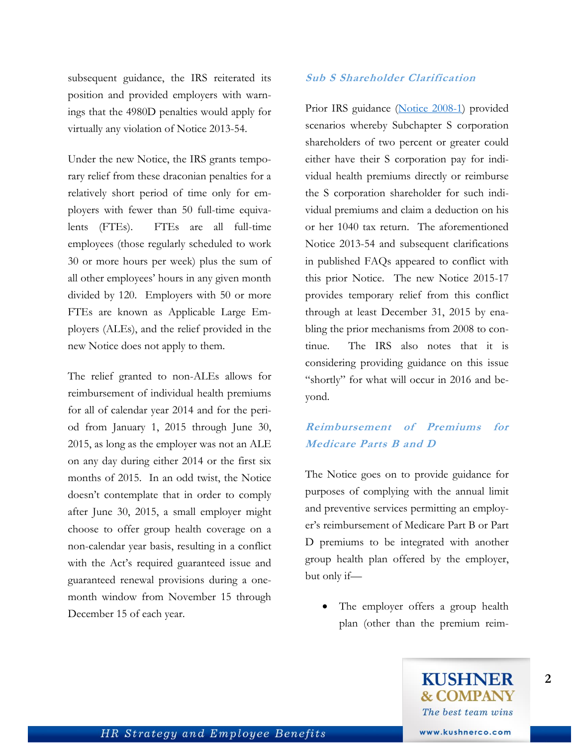subsequent guidance, the IRS reiterated its position and provided employers with warnings that the 4980D penalties would apply for virtually any violation of Notice 2013-54.

Under the new Notice, the IRS grants temporary relief from these draconian penalties for a relatively short period of time only for employers with fewer than 50 full-time equivalents (FTEs). FTEs are all full-time employees (those regularly scheduled to work 30 or more hours per week) plus the sum of all other employees' hours in any given month divided by 120. Employers with 50 or more FTEs are known as Applicable Large Employers (ALEs), and the relief provided in the new Notice does not apply to them.

The relief granted to non-ALEs allows for reimbursement of individual health premiums for all of calendar year 2014 and for the period from January 1, 2015 through June 30, 2015, as long as the employer was not an ALE on any day during either 2014 or the first six months of 2015. In an odd twist, the Notice doesn't contemplate that in order to comply after June 30, 2015, a small employer might choose to offer group health coverage on a non-calendar year basis, resulting in a conflict with the Act's required guaranteed issue and guaranteed renewal provisions during a one-month window from November 15 through December 15 of each year.

### *Sub S Shareholder Clarification*

Prior IRS guidance ([Notice 2008-1]) provided scenarios whereby Subchapter S corporation shareholders of two percent or greater could either have their S corporation pay for individual health premiums directly or reimburse the S corporation shareholder for such individual premiums and claim a deduction on his or her 1040 tax return. The aforementioned Notice 2013-54 and subsequent clarifications in published FAQs appeared to conflict with this prior Notice. The new Notice 2015-17 provides temporary relief from this conflict through at least December 31, 2015 by enabling the prior mechanisms from 2008 to continue. The IRS also notes that it is considering providing guidance on this issue "shortly" for what will occur in 2016 and beyond.

### *Reimbursement of Premiums for Medicare Parts B and D*

The Notice goes on to provide guidance for purposes of complying with the annual limit and preventive services permitting an employer's reimbursement of Medicare Part B or Part D premiums to be integrated with another group health plan offered by the employer, but only if—

- The employer offers a group health plan (other than the premium reim-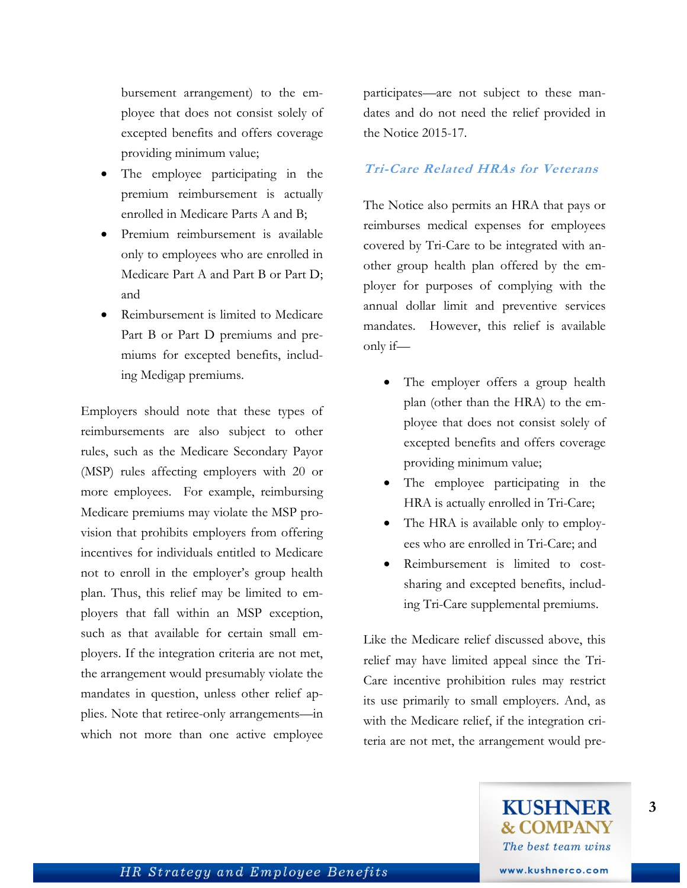bursement arrangement) to the employee that does not consist solely of excepted benefits and offers coverage providing minimum value;

- The employee participating in the premium reimbursement is actually enrolled in Medicare Parts A and B;
- Premium reimbursement is available only to employees who are enrolled in Medicare Part A and Part B or Part D; and
- Reimbursement is limited to Medicare Part B or Part D premiums and premiums for excepted benefits, including Medigap premiums.

Employers should note that these types of reimbursements are also subject to other rules, such as the Medicare Secondary Payor (MSP) rules affecting employers with 20 or more employees. For example, reimbursing Medicare premiums may violate the MSP provision that prohibits employers from offering incentives for individuals entitled to Medicare not to enroll in the employer's group health plan. Thus, this relief may be limited to employers that fall within an MSP exception, such as that available for certain small employers. If the integration criteria are not met, the arrangement would presumably violate the mandates in question, unless other relief applies. Note that retiree-only arrangements—in which not more than one active employee participates—are not subject to these mandates and do not need the relief provided in the Notice 2015-17.

### *Tri-Care Related HRAs for Veterans*

The Notice also permits an HRA that pays or reimburses medical expenses for employees covered by Tri-Care to be integrated with another group health plan offered by the employer for purposes of complying with the annual dollar limit and preventive services mandates. However, this relief is available only if—

- The employer offers a group health plan (other than the HRA) to the employee that does not consist solely of excepted benefits and offers coverage providing minimum value;
- The employee participating in the HRA is actually enrolled in Tri-Care;
- The HRA is available only to employees who are enrolled in Tri-Care; and
- Reimbursement is limited to cost-sharing and excepted benefits, including Tri-Care supplemental premiums.

Like the Medicare relief discussed above, this relief may have limited appeal since the Tri-Care incentive prohibition rules may restrict its use primarily to small employers. And, as with the Medicare relief, if the integration criteria are not met, the arrangement would pre-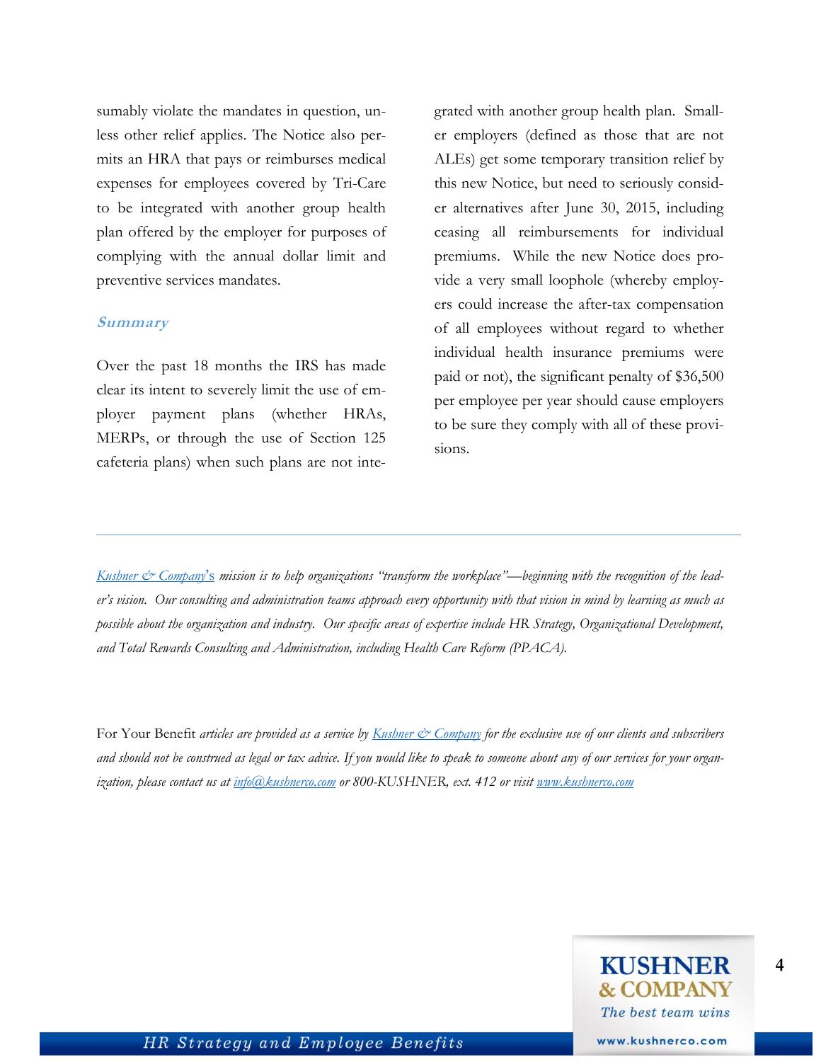sumably violate the mandates in question, unless other relief applies. The Notice also permits an HRA that pays or reimburses medical expenses for employees covered by Tri-Care to be integrated with another group health plan offered by the employer for purposes of complying with the annual dollar limit and preventive services mandates.

### *Summary*

Over the past 18 months the IRS has made clear its intent to severely limit the use of employer payment plans (whether HRAs, MERPs, or through the use of Section 125 cafeteria plans) when such plans are not integrated with another group health plan. Smaller employers (defined as those that are not ALEs) get some temporary transition relief by this new Notice, but need to seriously consider alternatives after June 30, 2015, including ceasing all reimbursements for individual premiums. While the new Notice does provide a very small loophole (whereby employers could increase the after-tax compensation of all employees without regard to whether individual health insurance premiums were paid or not), the significant penalty of $36,500 per employee per year should cause employers to be sure they comply with all of these provisions.

---

*[Kushner & Company](http://www.kushnerco.com)'s mission is to help organizations "transform the workplace"—beginning with the recognition of the leader's vision. Our consulting and administration teams approach every opportunity with that vision in mind by learning as much as possible about the organization and industry. Our specific areas of expertise include HR Strategy, Organizational Development, and Total Rewards Consulting and Administration, including Health Care Reform (PPACA).*

For Your Benefit *articles are provided as a service by [Kushner & Company](http://www.kushnerco.com) for the exclusive use of our clients and subscribers and should not be construed as legal or tax advice. If you would like to speak to someone about any of our services for your organization, please contact us at [info@kushnerco.com](mailto:info@kushnerco.com) or 800-KUSHNER, ext. 412 or visit [www.kushnerco.com](http://www.kushnerco.com)*

KUSHNER & COMPANY
*The best team wins*
www.kushnerco.com

*HR Strategy and Employee Benefits*